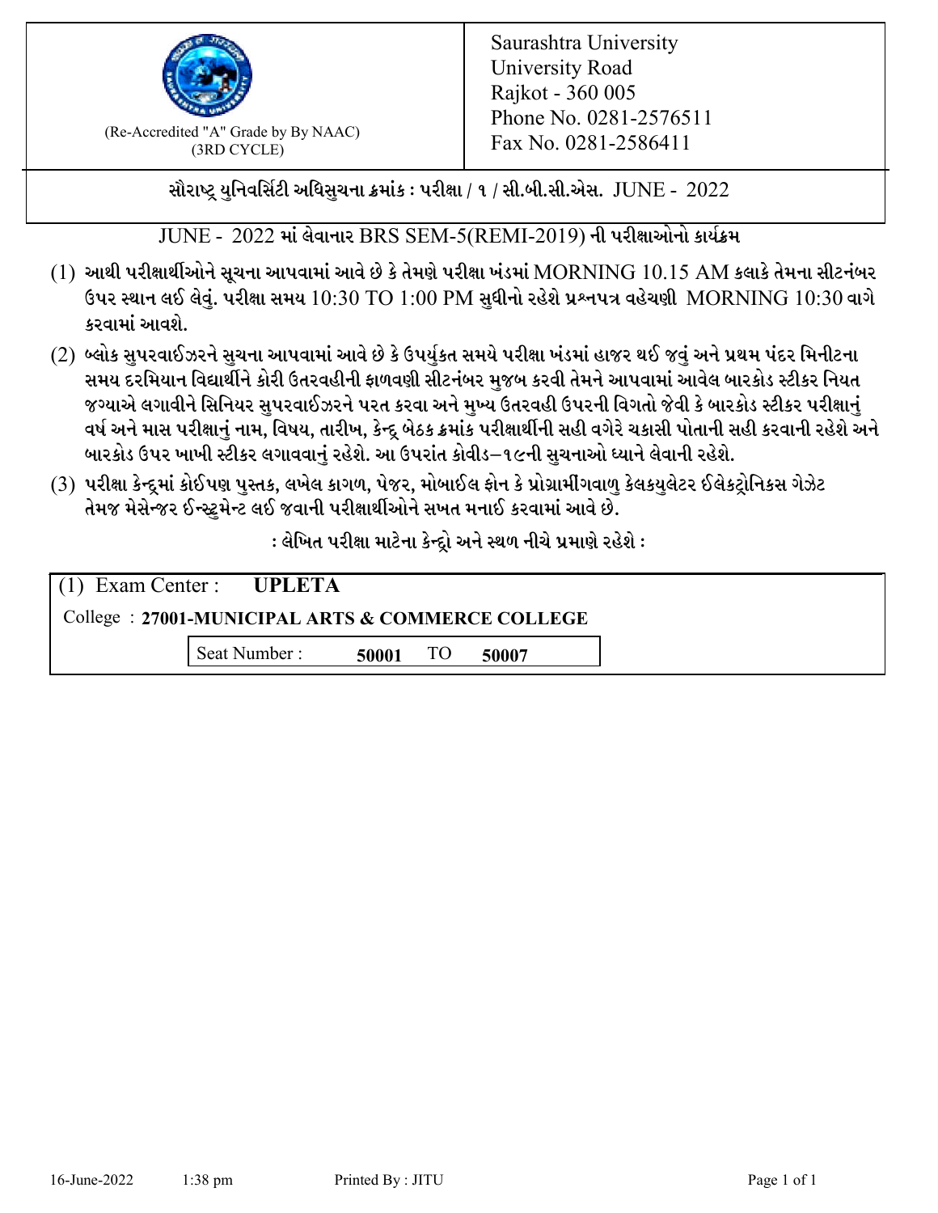(Re-Accredited "A" Grade by By NAAC)
(3RD CYCLE)

Saurashtra University
University Road
Rajkot - 360 005
Phone No. 0281-2576511
Fax No. 0281-2586411

**સૌરાષ્ટ્ર યુનિવર્સિટી અધિસુચના ક્રમાંક : પરીક્ષા / ૧ / સી.બી.સી.એસ. JUNE - 2022**

JUNE - 2022 માં લેવાનાર BRS SEM-5(REMI-2019) ની પરીક્ષાઓનો કાર્યક્રમ

(1) આથી પરીક્ષાર્થીઓને સૂચના આપવામાં આવે છે કે તેમણે પરીક્ષા ખંડમાં MORNING 10.15 AM કલાકે તેમના સીટનંબર ઉપર સ્થાન લઈ લેવું. પરીક્ષા સમય 10:30 TO 1:00 PM સુધીનો રહેશે પ્રશ્નપત્ર વહેચણી MORNING 10:30 વાગે કરવામાં આવશે.

(2) બ્લોક સુપરવાઈઝરને સુચના આપવામાં આવે છે કે ઉપર્યુકત સમયે પરીક્ષા ખંડમાં હાજર થઈ જવું અને પ્રથમ પંદર મિનીટના સમય દરમિયાન વિદ્યાર્થીને કોરી ઉતરવહીની ફાળવણી સીટનંબર મુજબ કરવી તેમને આપવામાં આવેલ બારકોડ સ્ટીકર નિયત જગ્યાએ લગાવીને સિનિયર સુપરવાઈઝરને પરત કરવા અને મુખ્ય ઉતરવહી ઉપરની વિગતો જેવી કે બારકોડ સ્ટીકર પરીક્ષાનું વર્ષ અને માસ પરીક્ષાનું નામ, વિષય, તારીખ, કેન્દ્ર બેઠક ક્રમાંક પરીક્ષાર્થીની સહી વગેરે ચકાસી પોતાની સહી કરવાની રહેશે અને બારકોડ ઉપર ખાખી સ્ટીકર લગાવવાનું રહેશે. આ ઉપરાંત કોવીડ–૧૯ની સુચનાઓ ધ્યાને લેવાની રહેશે.

(3) પરીક્ષા કેન્દ્રમાં કોઈપણ પુસ્તક, લખેલ કાગળ, પેજર, મોબાઈલ ફોન કે પ્રોગ્રામીંગવાળુ કેલકયુલેટર ઈલેકટ્રોનિકસ ગેઝેટ તેમજ મેસેન્જર ઈન્સ્ટ્રુમેન્ટ લઈ જવાની પરીક્ષાર્થીઓને સખત મનાઈ કરવામાં આવે છે.

**: લેખિત પરીક્ષા માટેના કેન્દ્રો અને સ્થળ નીચે પ્રમાણે રહેશે :**

(1) Exam Center : **UPLETA**

College : **27001-MUNICIPAL ARTS & COMMERCE COLLEGE**

Seat Number : **50001** TO **50007**

16-June-2022 1:38 pm Printed By : JITU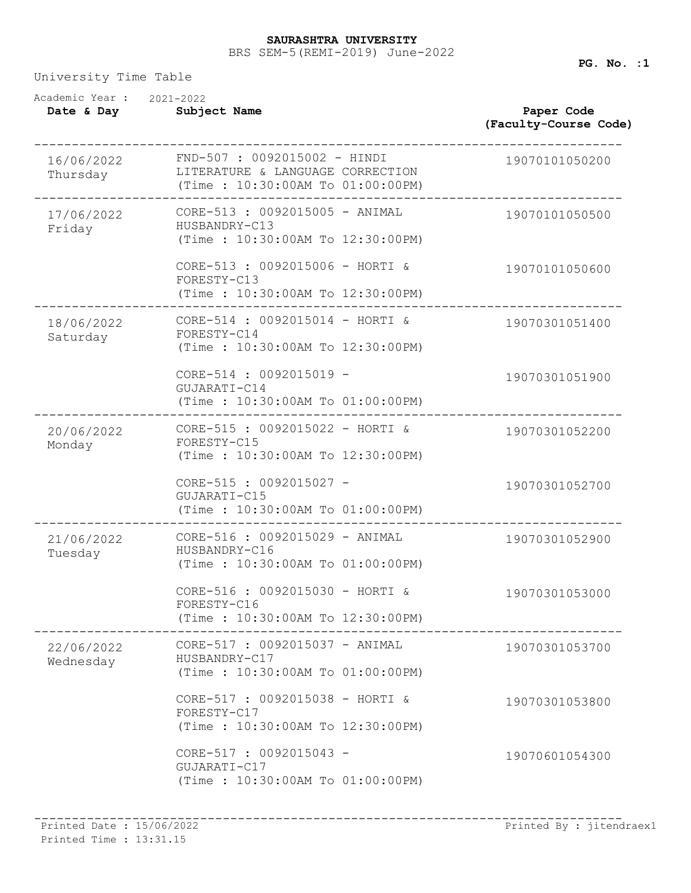**SAURASHTRA UNIVERSITY**

BRS SEM-5(REMI-2019) June-2022

**PG. No. :1**

University Time Table

Academic Year : 2021-2022

| Date & Day | Subject Name | Paper Code (Faculty-Course Code) |
|---|---|---|
| 16/06/2022 Thursday | FND-507 : 0092015002 - HINDI LITERATURE & LANGUAGE CORRECTION (Time : 10:30:00AM To 01:00:00PM) | 19070101050200 |
| 17/06/2022 Friday | CORE-513 : 0092015005 - ANIMAL HUSBANDRY-C13 (Time : 10:30:00AM To 12:30:00PM) | 19070101050500 |
| | CORE-513 : 0092015006 - HORTI & FORESTY-C13 (Time : 10:30:00AM To 12:30:00PM) | 19070101050600 |
| 18/06/2022 Saturday | CORE-514 : 0092015014 - HORTI & FORESTY-C14 (Time : 10:30:00AM To 12:30:00PM) | 19070301051400 |
| | CORE-514 : 0092015019 - GUJARATI-C14 (Time : 10:30:00AM To 01:00:00PM) | 19070301051900 |
| 20/06/2022 Monday | CORE-515 : 0092015022 - HORTI & FORESTY-C15 (Time : 10:30:00AM To 12:30:00PM) | 19070301052200 |
| | CORE-515 : 0092015027 - GUJARATI-C15 (Time : 10:30:00AM To 01:00:00PM) | 19070301052700 |
| 21/06/2022 Tuesday | CORE-516 : 0092015029 - ANIMAL HUSBANDRY-C16 (Time : 10:30:00AM To 01:00:00PM) | 19070301052900 |
| | CORE-516 : 0092015030 - HORTI & FORESTY-C16 (Time : 10:30:00AM To 12:30:00PM) | 19070301053000 |
| 22/06/2022 Wednesday | CORE-517 : 0092015037 - ANIMAL HUSBANDRY-C17 (Time : 10:30:00AM To 01:00:00PM) | 19070301053700 |
| | CORE-517 : 0092015038 - HORTI & FORESTY-C17 (Time : 10:30:00AM To 12:30:00PM) | 19070301053800 |
| | CORE-517 : 0092015043 - GUJARATI-C17 (Time : 10:30:00AM To 01:00:00PM) | 19070601054300 |

Printed Date : 15/06/2022
Printed Time : 13:31.15

Printed By : jitendraex1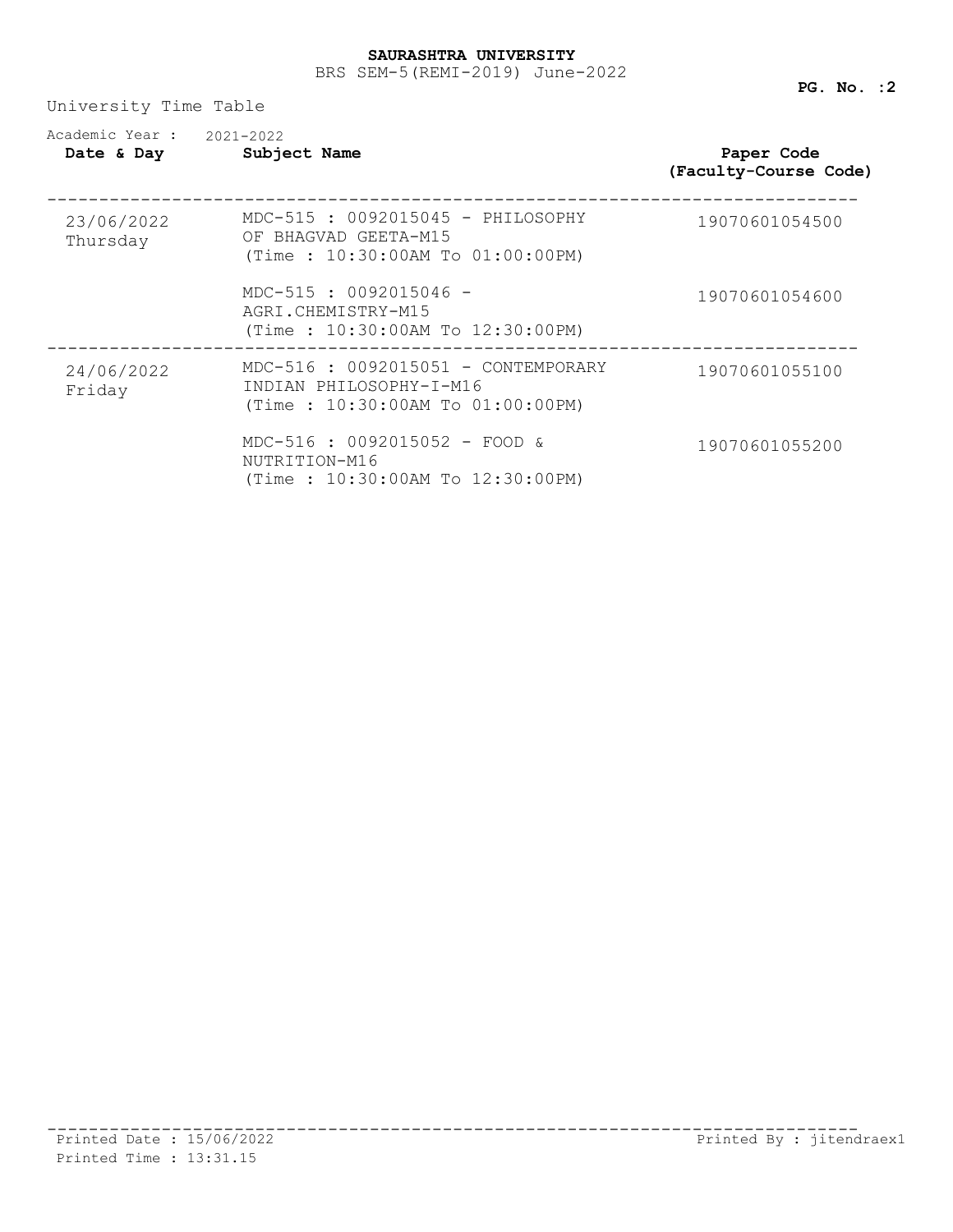**SAURASHTRA UNIVERSITY**

BRS SEM-5(REMI-2019) June-2022

University Time Table

Academic Year : 2021-2022

| Date & Day | Subject Name | Paper Code (Faculty-Course Code) |
|---|---|---|
| 23/06/2022 Thursday | MDC-515 : 0092015045 - PHILOSOPHY OF BHAGVAD GEETA-M15 (Time : 10:30:00AM To 01:00:00PM) | 19070601054500 |
| | MDC-515 : 0092015046 - AGRI.CHEMISTRY-M15 (Time : 10:30:00AM To 12:30:00PM) | 19070601054600 |
| 24/06/2022 Friday | MDC-516 : 0092015051 - CONTEMPORARY INDIAN PHILOSOPHY-I-M16 (Time : 10:30:00AM To 01:00:00PM) | 19070601055100 |
| | MDC-516 : 0092015052 - FOOD & NUTRITION-M16 (Time : 10:30:00AM To 12:30:00PM) | 19070601055200 |

Printed Date : 15/06/2022

Printed Time : 13:31.15

Printed By : jitendraex1